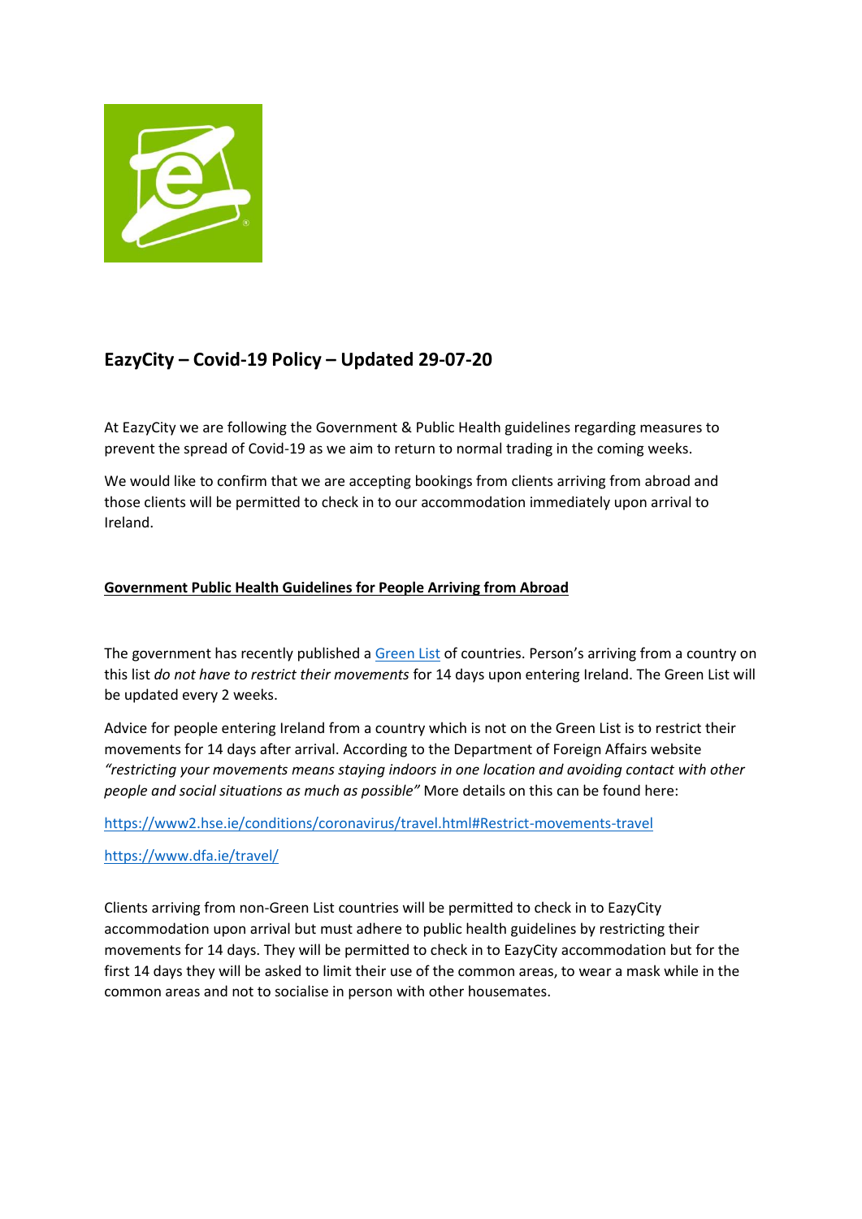# EazyCity – Covid-19 Policy – Updated 29-07-20

At EazyCity we are following the Government & Public Health guidelines regarding measures to prevent the spread of Covid-19 as we aim to return to normal trading in the coming weeks.

We would like to confirm that we are accepting bookings from clients arriving from abroad and those clients will be permitted to check in to our accommodation immediately upon arrival to Ireland.

## Government Public Health Guidelines for People Arriving from Abroad

The government has recently published a Green List of countries. Person's arriving from a country on this list *do not have to restrict their movements* for 14 days upon entering Ireland. The Green List will be updated every 2 weeks.

Advice for people entering Ireland from a country which is not on the Green List is to restrict their movements for 14 days after arrival. According to the Department of Foreign Affairs website *"restricting your movements means staying indoors in one location and avoiding contact with other people and social situations as much as possible"* More details on this can be found here:

https://www2.hse.ie/conditions/coronavirus/travel.html#Restrict-movements-travel

https://www.dfa.ie/travel/

Clients arriving from non-Green List countries will be permitted to check in to EazyCity accommodation upon arrival but must adhere to public health guidelines by restricting their movements for 14 days. They will be permitted to check in to EazyCity accommodation but for the first 14 days they will be asked to limit their use of the common areas, to wear a mask while in the common areas and not to socialise in person with other housemates.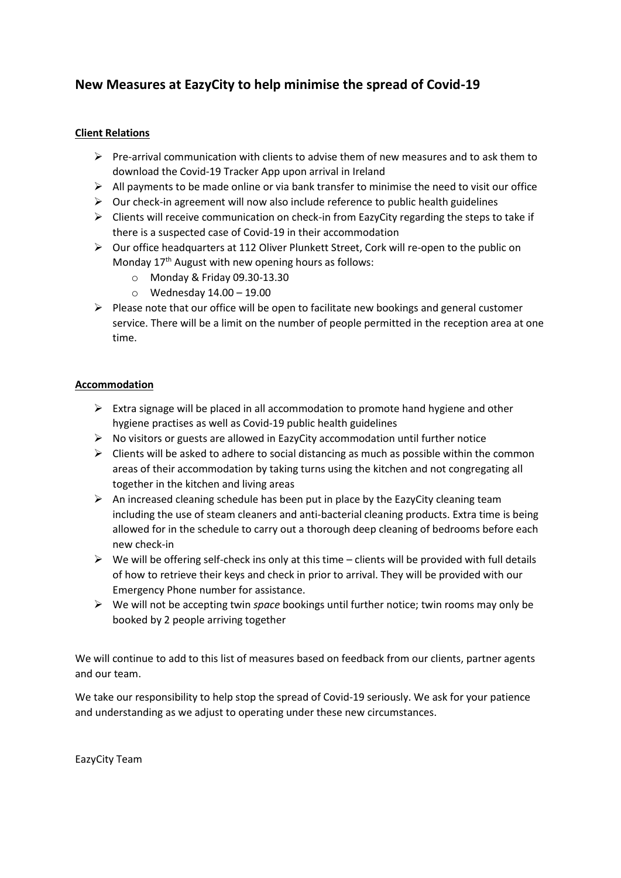## New Measures at EazyCity to help minimise the spread of Covid-19

**Client Relations**

- Pre-arrival communication with clients to advise them of new measures and to ask them to download the Covid-19 Tracker App upon arrival in Ireland
- All payments to be made online or via bank transfer to minimise the need to visit our office
- Our check-in agreement will now also include reference to public health guidelines
- Clients will receive communication on check-in from EazyCity regarding the steps to take if there is a suspected case of Covid-19 in their accommodation
- Our office headquarters at 112 Oliver Plunkett Street, Cork will re-open to the public on Monday 17th August with new opening hours as follows:
  - Monday & Friday 09.30-13.30
  - Wednesday 14.00 – 19.00
- Please note that our office will be open to facilitate new bookings and general customer service. There will be a limit on the number of people permitted in the reception area at one time.

**Accommodation**

- Extra signage will be placed in all accommodation to promote hand hygiene and other hygiene practises as well as Covid-19 public health guidelines
- No visitors or guests are allowed in EazyCity accommodation until further notice
- Clients will be asked to adhere to social distancing as much as possible within the common areas of their accommodation by taking turns using the kitchen and not congregating all together in the kitchen and living areas
- An increased cleaning schedule has been put in place by the EazyCity cleaning team including the use of steam cleaners and anti-bacterial cleaning products. Extra time is being allowed for in the schedule to carry out a thorough deep cleaning of bedrooms before each new check-in
- We will be offering self-check ins only at this time – clients will be provided with full details of how to retrieve their keys and check in prior to arrival. They will be provided with our Emergency Phone number for assistance.
- We will not be accepting twin *space* bookings until further notice; twin rooms may only be booked by 2 people arriving together

We will continue to add to this list of measures based on feedback from our clients, partner agents and our team.

We take our responsibility to help stop the spread of Covid-19 seriously. We ask for your patience and understanding as we adjust to operating under these new circumstances.

EazyCity Team